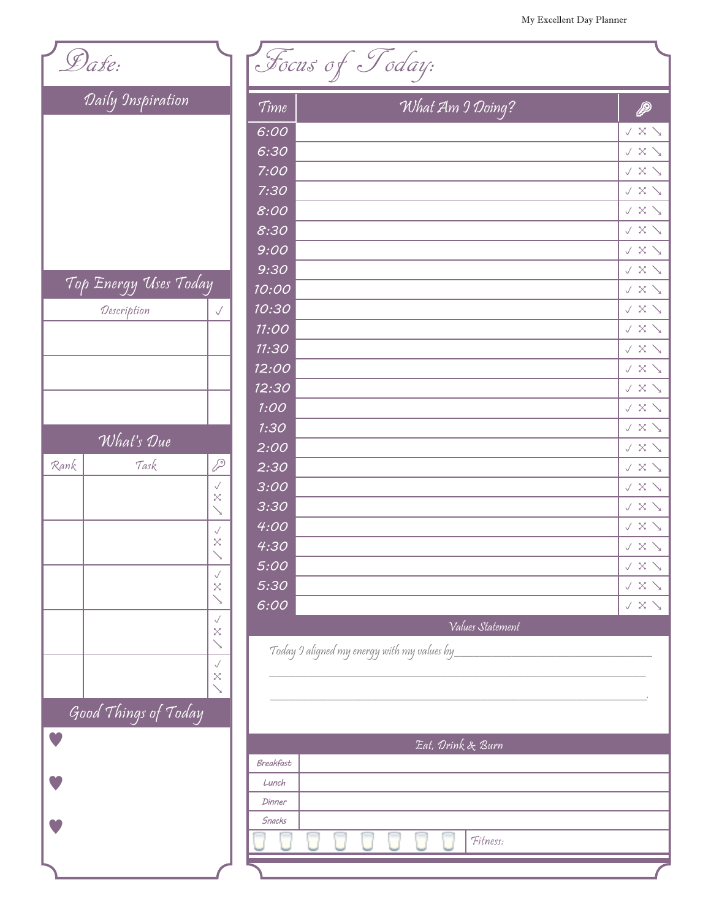## Date:

### Daily Inspiration

### Top Energy Uses Today

| Description | ✓ |
|---|---|
| | |
| | |
| | |

### What's Due

| Rank | Task | 🔑 |
|---|---|---|
| | | ✓ ✕ ↘ |
| | | ✓ ✕ ↘ |
| | | ✓ ✕ ↘ |
| | | ✓ ✕ ↘ |
| | | ✓ ✕ ↘ |

### Good Things of Today

♥

♥

♥

## Focus of Today:

| Time | What Am I Doing? | 🔑 |
|---|---|---|
| 6:00 | | ✓ ✕ ↘ |
| 6:30 | | ✓ ✕ ↘ |
| 7:00 | | ✓ ✕ ↘ |
| 7:30 | | ✓ ✕ ↘ |
| 8:00 | | ✓ ✕ ↘ |
| 8:30 | | ✓ ✕ ↘ |
| 9:00 | | ✓ ✕ ↘ |
| 9:30 | | ✓ ✕ ↘ |
| 10:00 | | ✓ ✕ ↘ |
| 10:30 | | ✓ ✕ ↘ |
| 11:00 | | ✓ ✕ ↘ |
| 11:30 | | ✓ ✕ ↘ |
| 12:00 | | ✓ ✕ ↘ |
| 12:30 | | ✓ ✕ ↘ |
| 1:00 | | ✓ ✕ ↘ |
| 1:30 | | ✓ ✕ ↘ |
| 2:00 | | ✓ ✕ ↘ |
| 2:30 | | ✓ ✕ ↘ |
| 3:00 | | ✓ ✕ ↘ |
| 3:30 | | ✓ ✕ ↘ |
| 4:00 | | ✓ ✕ ↘ |
| 4:30 | | ✓ ✕ ↘ |
| 5:00 | | ✓ ✕ ↘ |
| 5:30 | | ✓ ✕ ↘ |
| 6:00 | | ✓ ✕ ↘ |

### Values Statement

Today I aligned my energy with my values by_______________________________________

__________________________________________________________________________

__________________________________________________________________________.

### Eat, Drink & Burn

| | |
|---|---|
| Breakfast | |
| Lunch | |
| Dinner | |
| Snacks | |
| 🥛 🥛 🥛 🥛 🥛 🥛 🥛 🥛 | Fitness: |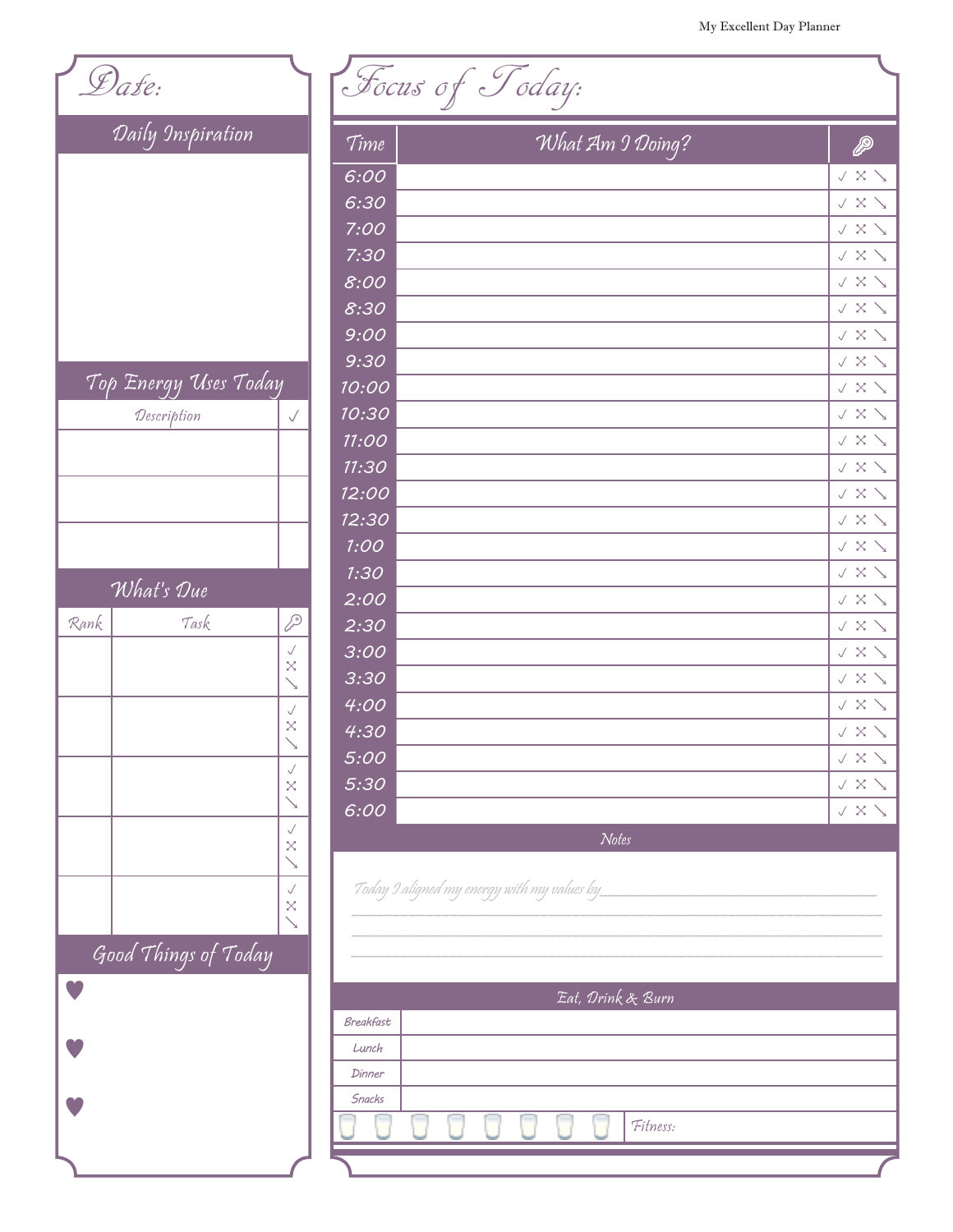# Date:

## Daily Inspiration

## Top Energy Uses Today

| Description | ✓ |
| --- | --- |
| | |
| | |
| | |

## What's Due

| Rank | Task | |
| --- | --- | --- |
| | | ✓ ✕ ↘ |
| | | ✓ ✕ ↘ |
| | | ✓ ✕ ↘ |
| | | ✓ ✕ ↘ |
| | | ✓ ✕ ↘ |

## Good Things of Today

♥

♥

♥

# Focus of Today:

| Time | What Am I Doing? | |
| --- | --- | --- |
| 6:00 | | ✓ ✕ ↘ |
| 6:30 | | ✓ ✕ ↘ |
| 7:00 | | ✓ ✕ ↘ |
| 7:30 | | ✓ ✕ ↘ |
| 8:00 | | ✓ ✕ ↘ |
| 8:30 | | ✓ ✕ ↘ |
| 9:00 | | ✓ ✕ ↘ |
| 9:30 | | ✓ ✕ ↘ |
| 10:00 | | ✓ ✕ ↘ |
| 10:30 | | ✓ ✕ ↘ |
| 11:00 | | ✓ ✕ ↘ |
| 11:30 | | ✓ ✕ ↘ |
| 12:00 | | ✓ ✕ ↘ |
| 12:30 | | ✓ ✕ ↘ |
| 1:00 | | ✓ ✕ ↘ |
| 1:30 | | ✓ ✕ ↘ |
| 2:00 | | ✓ ✕ ↘ |
| 2:30 | | ✓ ✕ ↘ |
| 3:00 | | ✓ ✕ ↘ |
| 3:30 | | ✓ ✕ ↘ |
| 4:00 | | ✓ ✕ ↘ |
| 4:30 | | ✓ ✕ ↘ |
| 5:00 | | ✓ ✕ ↘ |
| 5:30 | | ✓ ✕ ↘ |
| 6:00 | | ✓ ✕ ↘ |

## Notes

Today I aligned my energy with my values by________________________________

______________________________________________________________

______________________________________________________________

______________________________________________________________

## Eat, Drink & Burn

| | |
| --- | --- |
| Breakfast | |
| Lunch | |
| Dinner | |
| Snacks | |

Fitness: